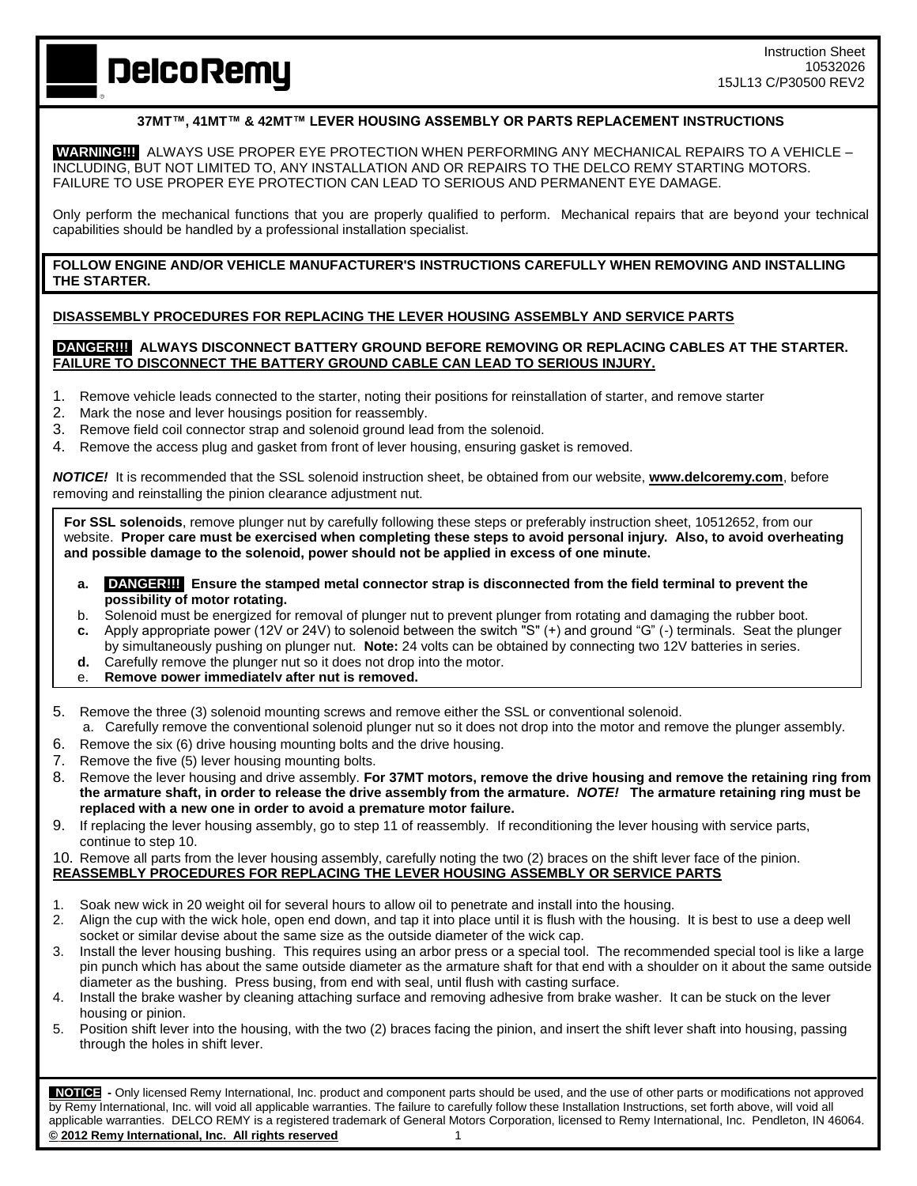DelcoRemy

Instruction Sheet
10532026
15JL13 C/P30500 REV2

# 37MT™, 41MT™ & 42MT™ LEVER HOUSING ASSEMBLY OR PARTS REPLACEMENT INSTRUCTIONS

**WARNING!!!** ALWAYS USE PROPER EYE PROTECTION WHEN PERFORMING ANY MECHANICAL REPAIRS TO A VEHICLE – INCLUDING, BUT NOT LIMITED TO, ANY INSTALLATION AND OR REPAIRS TO THE DELCO REMY STARTING MOTORS. FAILURE TO USE PROPER EYE PROTECTION CAN LEAD TO SERIOUS AND PERMANENT EYE DAMAGE.

Only perform the mechanical functions that you are properly qualified to perform. Mechanical repairs that are beyond your technical capabilities should be handled by a professional installation specialist.

**FOLLOW ENGINE AND/OR VEHICLE MANUFACTURER'S INSTRUCTIONS CAREFULLY WHEN REMOVING AND INSTALLING THE STARTER.**

## DISASSEMBLY PROCEDURES FOR REPLACING THE LEVER HOUSING ASSEMBLY AND SERVICE PARTS

**DANGER!!! ALWAYS DISCONNECT BATTERY GROUND BEFORE REMOVING OR REPLACING CABLES AT THE STARTER. FAILURE TO DISCONNECT THE BATTERY GROUND CABLE CAN LEAD TO SERIOUS INJURY.**

1. Remove vehicle leads connected to the starter, noting their positions for reinstallation of starter, and remove starter
2. Mark the nose and lever housings position for reassembly.
3. Remove field coil connector strap and solenoid ground lead from the solenoid.
4. Remove the access plug and gasket from front of lever housing, ensuring gasket is removed.

***NOTICE!*** It is recommended that the SSL solenoid instruction sheet, be obtained from our website, **www.delcoremy.com**, before removing and reinstalling the pinion clearance adjustment nut.

**For SSL solenoids**, remove plunger nut by carefully following these steps or preferably instruction sheet, 10512652, from our website. **Proper care must be exercised when completing these steps to avoid personal injury. Also, to avoid overheating and possible damage to the solenoid, power should not be applied in excess of one minute.**

- **a. DANGER!!! Ensure the stamped metal connector strap is disconnected from the field terminal to prevent the possibility of motor rotating.**
- b. Solenoid must be energized for removal of plunger nut to prevent plunger from rotating and damaging the rubber boot.
- **c.** Apply appropriate power (12V or 24V) to solenoid between the switch "S" (+) and ground "G" (-) terminals. Seat the plunger by simultaneously pushing on plunger nut. **Note:** 24 volts can be obtained by connecting two 12V batteries in series.
- **d.** Carefully remove the plunger nut so it does not drop into the motor.
- e. **Remove power immediately after nut is removed.**

5. Remove the three (3) solenoid mounting screws and remove either the SSL or conventional solenoid.
   a. Carefully remove the conventional solenoid plunger nut so it does not drop into the motor and remove the plunger assembly.
6. Remove the six (6) drive housing mounting bolts and the drive housing.
7. Remove the five (5) lever housing mounting bolts.
8. Remove the lever housing and drive assembly. **For 37MT motors, remove the drive housing and remove the retaining ring from the armature shaft, in order to release the drive assembly from the armature. *NOTE!* The armature retaining ring must be replaced with a new one in order to avoid a premature motor failure.**
9. If replacing the lever housing assembly, go to step 11 of reassembly. If reconditioning the lever housing with service parts, continue to step 10.
10. Remove all parts from the lever housing assembly, carefully noting the two (2) braces on the shift lever face of the pinion.

## REASSEMBLY PROCEDURES FOR REPLACING THE LEVER HOUSING ASSEMBLY OR SERVICE PARTS

1. Soak new wick in 20 weight oil for several hours to allow oil to penetrate and install into the housing.
2. Align the cup with the wick hole, open end down, and tap it into place until it is flush with the housing. It is best to use a deep well socket or similar devise about the same size as the outside diameter of the wick cap.
3. Install the lever housing bushing. This requires using an arbor press or a special tool. The recommended special tool is like a large pin punch which has about the same outside diameter as the armature shaft for that end with a shoulder on it about the same outside diameter as the bushing. Press busing, from end with seal, until flush with casting surface.
4. Install the brake washer by cleaning attaching surface and removing adhesive from brake washer. It can be stuck on the lever housing or pinion.
5. Position shift lever into the housing, with the two (2) braces facing the pinion, and insert the shift lever shaft into housing, passing through the holes in shift lever.

**NOTICE** - Only licensed Remy International, Inc. product and component parts should be used, and the use of other parts or modifications not approved by Remy International, Inc. will void all applicable warranties. The failure to carefully follow these Installation Instructions, set forth above, will void all applicable warranties. DELCO REMY is a registered trademark of General Motors Corporation, licensed to Remy International, Inc. Pendleton, IN 46064.
**© 2012 Remy International, Inc. All rights reserved**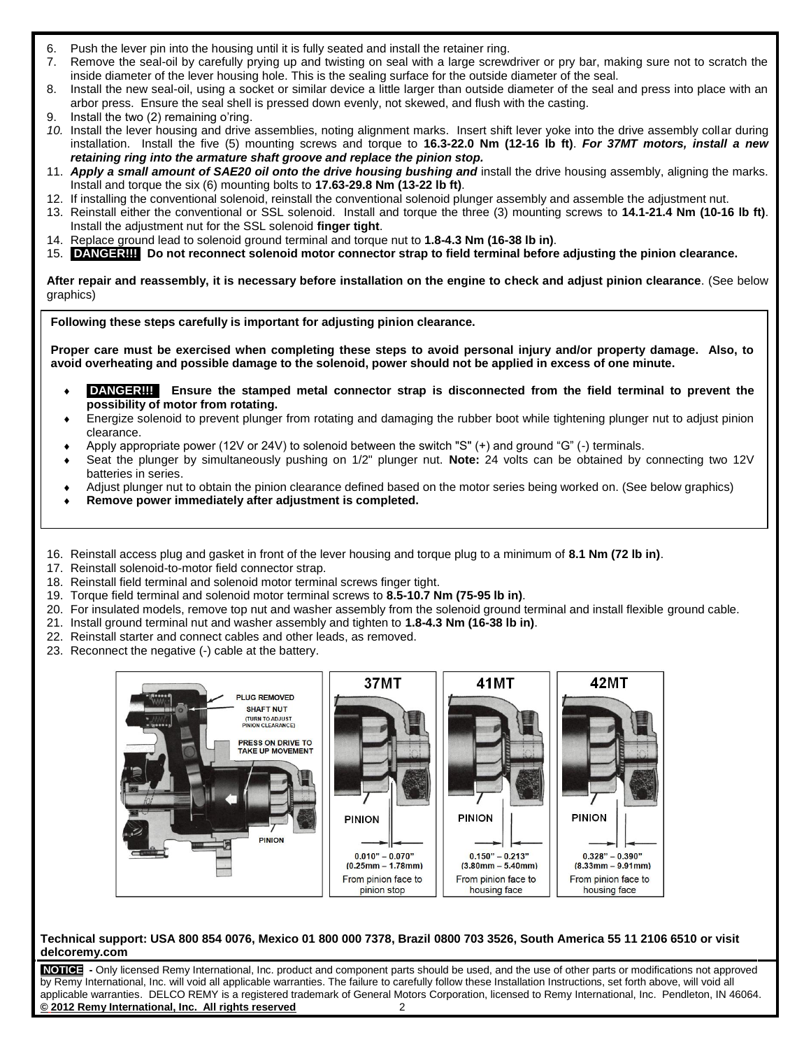6. Push the lever pin into the housing until it is fully seated and install the retainer ring.
7. Remove the seal-oil by carefully prying up and twisting on seal with a large screwdriver or pry bar, making sure not to scratch the inside diameter of the lever housing hole. This is the sealing surface for the outside diameter of the seal.
8. Install the new seal-oil, using a socket or similar device a little larger than outside diameter of the seal and press into place with an arbor press. Ensure the seal shell is pressed down evenly, not skewed, and flush with the casting.
9. Install the two (2) remaining o'ring.
10. Install the lever housing and drive assemblies, noting alignment marks. Insert shift lever yoke into the drive assembly collar during installation. Install the five (5) mounting screws and torque to **16.3-22.0 Nm (12-16 lb ft)**. ***For 37MT motors, install a new retaining ring into the armature shaft groove and replace the pinion stop.***
11. ***Apply a small amount of SAE20 oil onto the drive housing bushing and*** install the drive housing assembly, aligning the marks. Install and torque the six (6) mounting bolts to **17.63-29.8 Nm (13-22 lb ft)**.
12. If installing the conventional solenoid, reinstall the conventional solenoid plunger assembly and assemble the adjustment nut.
13. Reinstall either the conventional or SSL solenoid. Install and torque the three (3) mounting screws to **14.1-21.4 Nm (10-16 lb ft)**. Install the adjustment nut for the SSL solenoid **finger tight**.
14. Replace ground lead to solenoid ground terminal and torque nut to **1.8-4.3 Nm (16-38 lb in)**.
15. **DANGER!!! Do not reconnect solenoid motor connector strap to field terminal before adjusting the pinion clearance.**

**After repair and reassembly, it is necessary before installation on the engine to check and adjust pinion clearance**. (See below graphics)

**Following these steps carefully is important for adjusting pinion clearance.**

**Proper care must be exercised when completing these steps to avoid personal injury and/or property damage. Also, to avoid overheating and possible damage to the solenoid, power should not be applied in excess of one minute.**

- **DANGER!!! Ensure the stamped metal connector strap is disconnected from the field terminal to prevent the possibility of motor from rotating.**
- Energize solenoid to prevent plunger from rotating and damaging the rubber boot while tightening plunger nut to adjust pinion clearance.
- Apply appropriate power (12V or 24V) to solenoid between the switch "S" (+) and ground "G" (-) terminals.
- Seat the plunger by simultaneously pushing on 1/2" plunger nut. **Note:** 24 volts can be obtained by connecting two 12V batteries in series.
- Adjust plunger nut to obtain the pinion clearance defined based on the motor series being worked on. (See below graphics)
- **Remove power immediately after adjustment is completed.**

16. Reinstall access plug and gasket in front of the lever housing and torque plug to a minimum of **8.1 Nm (72 lb in)**.
17. Reinstall solenoid-to-motor field connector strap.
18. Reinstall field terminal and solenoid motor terminal screws finger tight.
19. Torque field terminal and solenoid motor terminal screws to **8.5-10.7 Nm (75-95 lb in)**.
20. For insulated models, remove top nut and washer assembly from the solenoid ground terminal and install flexible ground cable.
21. Install ground terminal nut and washer assembly and tighten to **1.8-4.3 Nm (16-38 lb in)**.
22. Reinstall starter and connect cables and other leads, as removed.
23. Reconnect the negative (-) cable at the battery.

PLUG REMOVED
SHAFT NUT (TURN TO ADJUST PINION CLEARANCE)
PRESS ON DRIVE TO TAKE UP MOVEMENT
PINION

| 37MT | 41MT | 42MT |
|---|---|---|
| PINION | PINION | PINION |
| 0.010" – 0.070" (0.25mm – 1.78mm) | 0.150" – 0.213" (3.80mm – 5.40mm) | 0.328" – 0.390" (8.33mm – 9.91mm) |
| From pinion face to pinion stop | From pinion face to housing face | From pinion face to housing face |

**Technical support: USA 800 854 0076, Mexico 01 800 000 7378, Brazil 0800 703 3526, South America 55 11 2106 6510 or visit delcoremy.com**

**NOTICE** - Only licensed Remy International, Inc. product and component parts should be used, and the use of other parts or modifications not approved by Remy International, Inc. will void all applicable warranties. The failure to carefully follow these Installation Instructions, set forth above, will void all applicable warranties. DELCO REMY is a registered trademark of General Motors Corporation, licensed to Remy International, Inc. Pendleton, IN 46064.
**© 2012 Remy International, Inc. All rights reserved**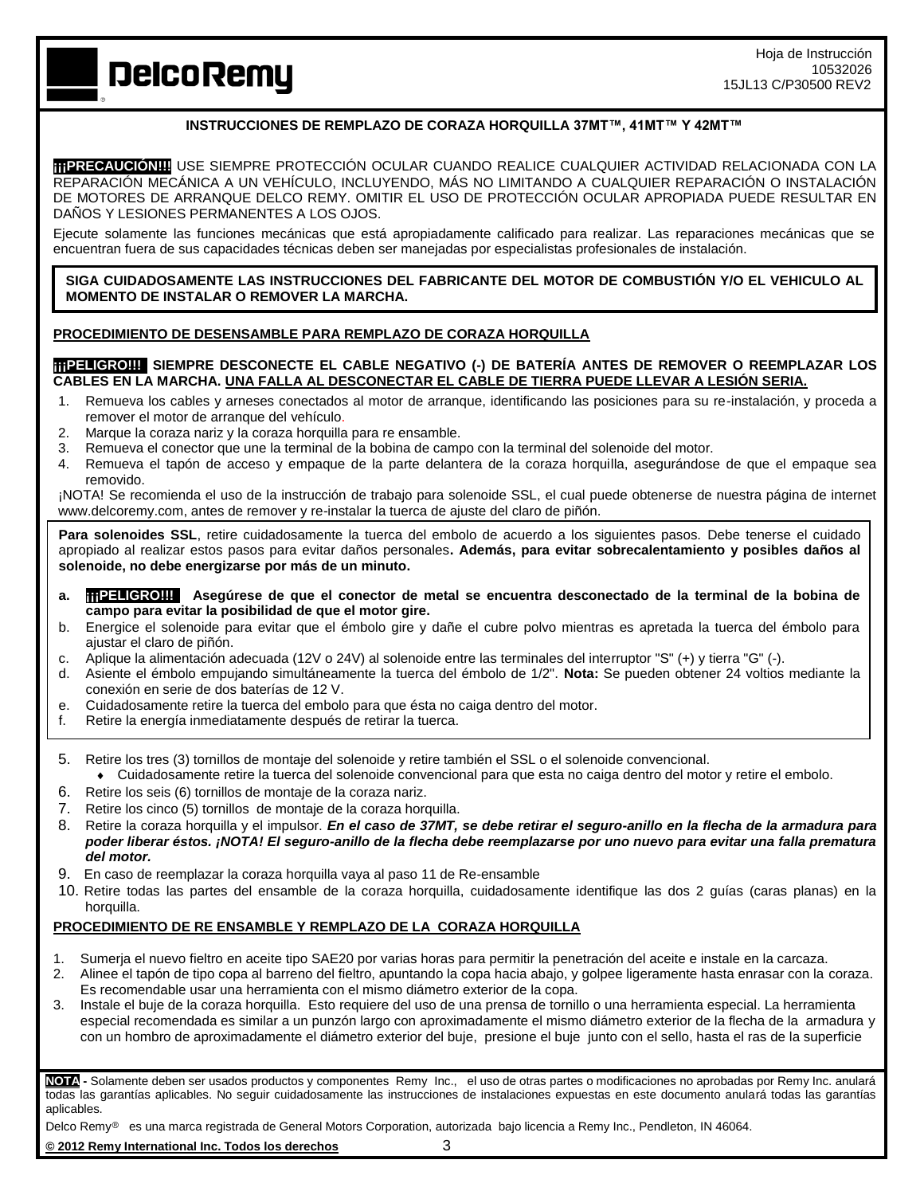Hoja de Instrucción
10532026
15JL13 C/P30500 REV2

## INSTRUCCIONES DE REMPLAZO DE CORAZA HORQUILLA 37MT™, 41MT™ Y 42MT™

**¡¡¡PRECAUCIÓN!!!** USE SIEMPRE PROTECCIÓN OCULAR CUANDO REALICE CUALQUIER ACTIVIDAD RELACIONADA CON LA REPARACIÓN MECÁNICA A UN VEHÍCULO, INCLUYENDO, MÁS NO LIMITANDO A CUALQUIER REPARACIÓN O INSTALACIÓN DE MOTORES DE ARRANQUE DELCO REMY. OMITIR EL USO DE PROTECCIÓN OCULAR APROPIADA PUEDE RESULTAR EN DAÑOS Y LESIONES PERMANENTES A LOS OJOS.

Ejecute solamente las funciones mecánicas que está apropiadamente calificado para realizar. Las reparaciones mecánicas que se encuentran fuera de sus capacidades técnicas deben ser manejadas por especialistas profesionales de instalación.

**SIGA CUIDADOSAMENTE LAS INSTRUCCIONES DEL FABRICANTE DEL MOTOR DE COMBUSTIÓN Y/O EL VEHICULO AL MOMENTO DE INSTALAR O REMOVER LA MARCHA.**

### PROCEDIMIENTO DE DESENSAMBLE PARA REMPLAZO DE CORAZA HORQUILLA

**¡¡¡PELIGRO!!! SIEMPRE DESCONECTE EL CABLE NEGATIVO (-) DE BATERÍA ANTES DE REMOVER O REEMPLAZAR LOS CABLES EN LA MARCHA. UNA FALLA AL DESCONECTAR EL CABLE DE TIERRA PUEDE LLEVAR A LESIÓN SERIA.**

1. Remueva los cables y arneses conectados al motor de arranque, identificando las posiciones para su re-instalación, y proceda a remover el motor de arranque del vehículo.
2. Marque la coraza nariz y la coraza horquilla para re ensamble.
3. Remueva el conector que une la terminal de la bobina de campo con la terminal del solenoide del motor.
4. Remueva el tapón de acceso y empaque de la parte delantera de la coraza horquilla, asegurándose de que el empaque sea removido.

¡NOTA! Se recomienda el uso de la instrucción de trabajo para solenoide SSL, el cual puede obtenerse de nuestra página de internet www.delcoremy.com, antes de remover y re-instalar la tuerca de ajuste del claro de piñón.

**Para solenoides SSL**, retire cuidadosamente la tuerca del embolo de acuerdo a los siguientes pasos. Debe tenerse el cuidado apropiado al realizar estos pasos para evitar daños personales**. Además, para evitar sobrecalentamiento y posibles daños al solenoide, no debe energizarse por más de un minuto.**

a. **¡¡¡PELIGRO!!! Asegúrese de que el conector de metal se encuentra desconectado de la terminal de la bobina de campo para evitar la posibilidad de que el motor gire.**
b. Energice el solenoide para evitar que el émbolo gire y dañe el cubre polvo mientras es apretada la tuerca del émbolo para ajustar el claro de piñón.
c. Aplique la alimentación adecuada (12V o 24V) al solenoide entre las terminales del interruptor "S" (+) y tierra "G" (-).
d. Asiente el émbolo empujando simultáneamente la tuerca del émbolo de 1/2". **Nota:** Se pueden obtener 24 voltios mediante la conexión en serie de dos baterías de 12 V.
e. Cuidadosamente retire la tuerca del embolo para que ésta no caiga dentro del motor.
f. Retire la energía inmediatamente después de retirar la tuerca.

5. Retire los tres (3) tornillos de montaje del solenoide y retire también el SSL o el solenoide convencional.
   - Cuidadosamente retire la tuerca del solenoide convencional para que esta no caiga dentro del motor y retire el embolo.
6. Retire los seis (6) tornillos de montaje de la coraza nariz.
7. Retire los cinco (5) tornillos de montaje de la coraza horquilla.
8. Retire la coraza horquilla y el impulsor. ***En el caso de 37MT, se debe retirar el seguro-anillo en la flecha de la armadura para poder liberar éstos. ¡NOTA! El seguro-anillo de la flecha debe reemplazarse por uno nuevo para evitar una falla prematura del motor.***
9. En caso de reemplazar la coraza horquilla vaya al paso 11 de Re-ensamble
10. Retire todas las partes del ensamble de la coraza horquilla, cuidadosamente identifique las dos 2 guías (caras planas) en la horquilla.

### PROCEDIMIENTO DE RE ENSAMBLE Y REMPLAZO DE LA CORAZA HORQUILLA

1. Sumerja el nuevo fieltro en aceite tipo SAE20 por varias horas para permitir la penetración del aceite e instale en la carcaza.
2. Alinee el tapón de tipo copa al barreno del fieltro, apuntando la copa hacia abajo, y golpee ligeramente hasta enrasar con la coraza. Es recomendable usar una herramienta con el mismo diámetro exterior de la copa.
3. Instale el buje de la coraza horquilla. Esto requiere del uso de una prensa de tornillo o una herramienta especial. La herramienta especial recomendada es similar a un punzón largo con aproximadamente el mismo diámetro exterior de la flecha de la armadura y con un hombro de aproximadamente el diámetro exterior del buje, presione el buje junto con el sello, hasta el ras de la superficie

**NOTA** - Solamente deben ser usados productos y componentes Remy Inc., el uso de otras partes o modificaciones no aprobadas por Remy Inc. anulará todas las garantías aplicables. No seguir cuidadosamente las instrucciones de instalaciones expuestas en este documento anulará todas las garantías aplicables.

Delco Remy® es una marca registrada de General Motors Corporation, autorizada bajo licencia a Remy Inc., Pendleton, IN 46064.

**© 2012 Remy International Inc. Todos los derechos**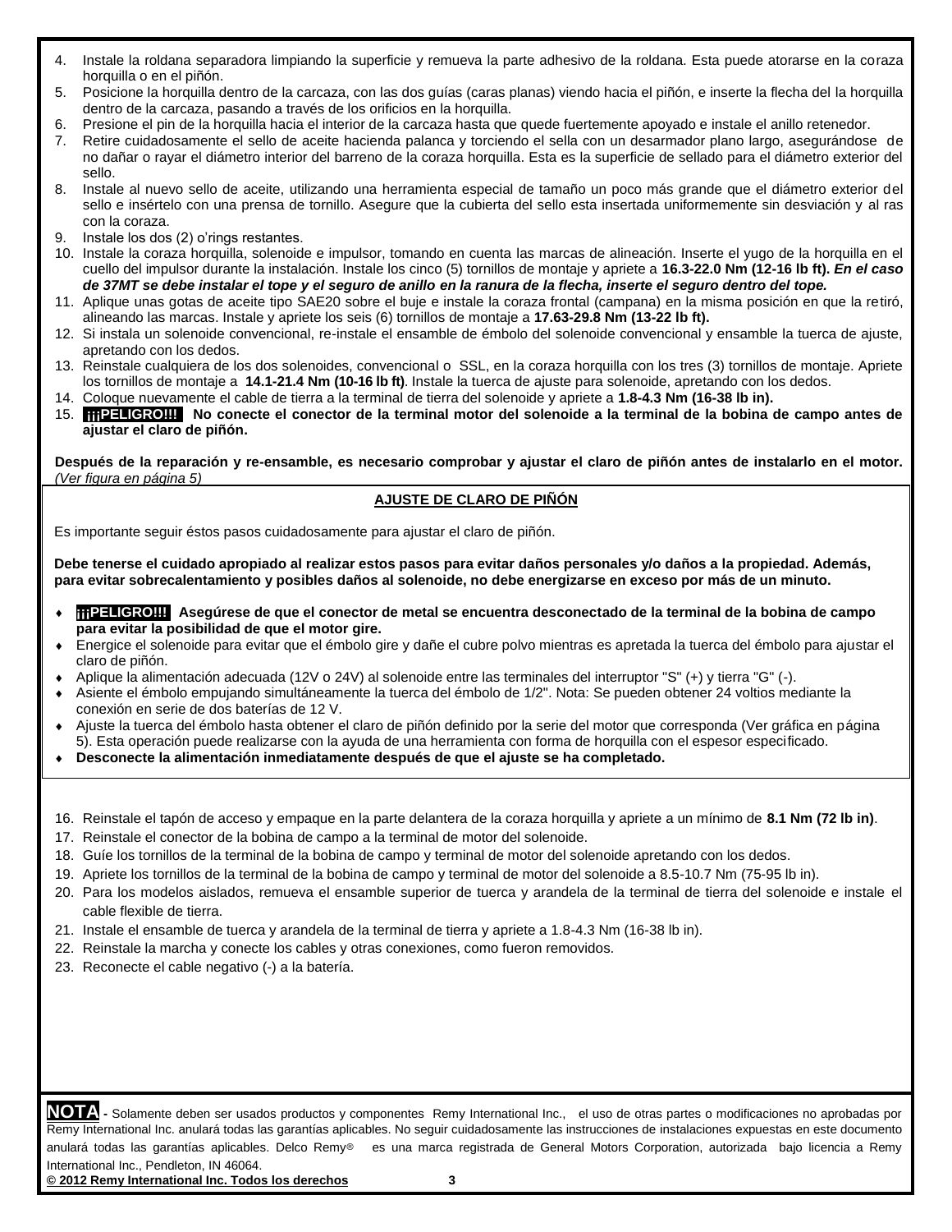4. Instale la roldana separadora limpiando la superficie y remueva la parte adhesivo de la roldana. Esta puede atorarse en la coraza horquilla o en el piñón.
5. Posicione la horquilla dentro de la carcaza, con las dos guías (caras planas) viendo hacia el piñón, e inserte la flecha del la horquilla dentro de la carcaza, pasando a través de los orificios en la horquilla.
6. Presione el pin de la horquilla hacia el interior de la carcaza hasta que quede fuertemente apoyado e instale el anillo retenedor.
7. Retire cuidadosamente el sello de aceite haciendo palanca y torciendo el sella con un desarmador plano largo, asegurándose de no dañar o rayar el diámetro interior del barreno de la coraza horquilla. Esta es la superficie de sellado para el diámetro exterior del sello.
8. Instale al nuevo sello de aceite, utilizando una herramienta especial de tamaño un poco más grande que el diámetro exterior del sello e insértelo con una prensa de tornillo. Asegure que la cubierta del sello esta insertada uniformemente sin desviación y al ras con la coraza.
9. Instale los dos (2) o'rings restantes.
10. Instale la coraza horquilla, solenoide e impulsor, tomando en cuenta las marcas de alineación. Inserte el yugo de la horquilla en el cuello del impulsor durante la instalación. Instale los cinco (5) tornillos de montaje y apriete a **16.3-22.0 Nm (12-16 lb ft).** ***En el caso de 37MT se debe instalar el tope y el seguro de anillo en la ranura de la flecha, inserte el seguro dentro del tope.***
11. Aplique unas gotas de aceite tipo SAE20 sobre el buje e instale la coraza frontal (campana) en la misma posición en que la retiró, alineando las marcas. Instale y apriete los seis (6) tornillos de montaje a **17.63-29.8 Nm (13-22 lb ft).**
12. Si instala un solenoide convencional, re-instale el ensamble de émbolo del solenoide convencional y ensamble la tuerca de ajuste, apretando con los dedos.
13. Reinstale cualquiera de los dos solenoides, convencional o SSL, en la coraza horquilla con los tres (3) tornillos de montaje. Apriete los tornillos de montaje a **14.1-21.4 Nm (10-16 lb ft)**. Instale la tuerca de ajuste para solenoide, apretando con los dedos.
14. Coloque nuevamente el cable de tierra a la terminal de tierra del solenoide y apriete a **1.8-4.3 Nm (16-38 lb in).**
15. **¡¡¡PELIGRO!!! No conecte el conector de la terminal motor del solenoide a la terminal de la bobina de campo antes de ajustar el claro de piñón.**

**Después de la reparación y re-ensamble, es necesario comprobar y ajustar el claro de piñón antes de instalarlo en el motor.** *(Ver figura en página 5)*

## AJUSTE DE CLARO DE PIÑÓN

Es importante seguir éstos pasos cuidadosamente para ajustar el claro de piñón.

**Debe tenerse el cuidado apropiado al realizar estos pasos para evitar daños personales y/o daños a la propiedad. Además, para evitar sobrecalentamiento y posibles daños al solenoide, no debe energizarse en exceso por más de un minuto.**

- **¡¡¡PELIGRO!!! Asegúrese de que el conector de metal se encuentra desconectado de la terminal de la bobina de campo para evitar la posibilidad de que el motor gire.**
- Energice el solenoide para evitar que el émbolo gire y dañe el cubre polvo mientras es apretada la tuerca del émbolo para ajustar el claro de piñón.
- Aplique la alimentación adecuada (12V o 24V) al solenoide entre las terminales del interruptor "S" (+) y tierra "G" (-).
- Asiente el émbolo empujando simultáneamente la tuerca del émbolo de 1/2". Nota: Se pueden obtener 24 voltios mediante la conexión en serie de dos baterías de 12 V.
- Ajuste la tuerca del émbolo hasta obtener el claro de piñón definido por la serie del motor que corresponda (Ver gráfica en página 5). Esta operación puede realizarse con la ayuda de una herramienta con forma de horquilla con el espesor especificado.
- **Desconecte la alimentación inmediatamente después de que el ajuste se ha completado.**

16. Reinstale el tapón de acceso y empaque en la parte delantera de la coraza horquilla y apriete a un mínimo de **8.1 Nm (72 lb in)**.
17. Reinstale el conector de la bobina de campo a la terminal de motor del solenoide.
18. Guíe los tornillos de la terminal de la bobina de campo y terminal de motor del solenoide apretando con los dedos.
19. Apriete los tornillos de la terminal de la bobina de campo y terminal de motor del solenoide a 8.5-10.7 Nm (75-95 lb in).
20. Para los modelos aislados, remueva el ensamble superior de tuerca y arandela de la terminal de tierra del solenoide e instale el cable flexible de tierra.
21. Instale el ensamble de tuerca y arandela de la terminal de tierra y apriete a 1.8-4.3 Nm (16-38 lb in).
22. Reinstale la marcha y conecte los cables y otras conexiones, como fueron removidos.
23. Reconecte el cable negativo (-) a la batería.

**NOTA** - Solamente deben ser usados productos y componentes Remy International Inc., el uso de otras partes o modificaciones no aprobadas por Remy International Inc. anulará todas las garantías aplicables. No seguir cuidadosamente las instrucciones de instalaciones expuestas en este documento anulará todas las garantías aplicables. Delco Remy® es una marca registrada de General Motors Corporation, autorizada bajo licencia a Remy International Inc., Pendleton, IN 46064.

**© 2012 Remy International Inc. Todos los derechos**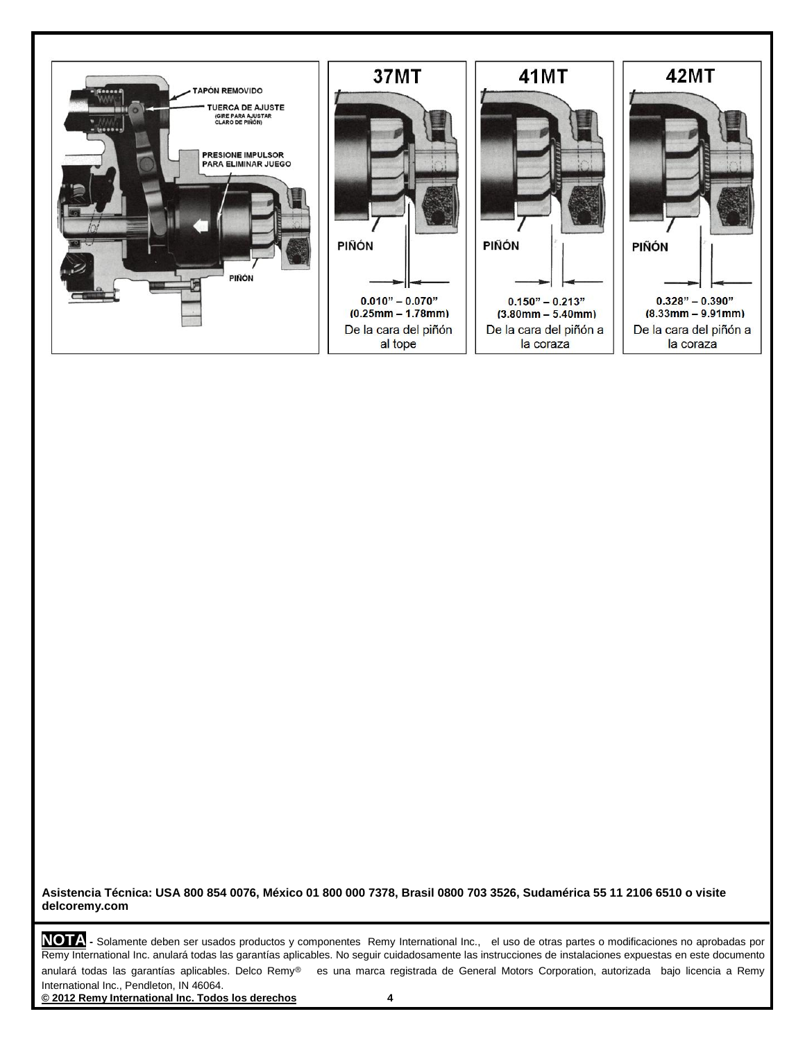TAPÓN REMOVIDO

TUERCA DE AJUSTE (GIRE PARA AJUSTAR CLARO DE PIÑÓN)

PRESIONE IMPULSOR PARA ELIMINAR JUEGO

PIÑÓN

**37MT**

PIÑÓN

0.010" – 0.070" (0.25mm – 1.78mm)

De la cara del piñón al tope

**41MT**

PIÑÓN

0.150" – 0.213" (3.80mm – 5.40mm)

De la cara del piñón a la coraza

**42MT**

PIÑÓN

0.328" – 0.390" (8.33mm – 9.91mm)

De la cara del piñón a la coraza

**Asistencia Técnica: USA 800 854 0076, México 01 800 000 7378, Brasil 0800 703 3526, Sudamérica 55 11 2106 6510 o visite delcoremy.com**

**NOTA** - Solamente deben ser usados productos y componentes Remy International Inc., el uso de otras partes o modificaciones no aprobadas por Remy International Inc. anulará todas las garantías aplicables. No seguir cuidadosamente las instrucciones de instalaciones expuestas en este documento anulará todas las garantías aplicables. Delco Remy® es una marca registrada de General Motors Corporation, autorizada bajo licencia a Remy International Inc., Pendleton, IN 46064.

**© 2012 Remy International Inc. Todos los derechos**